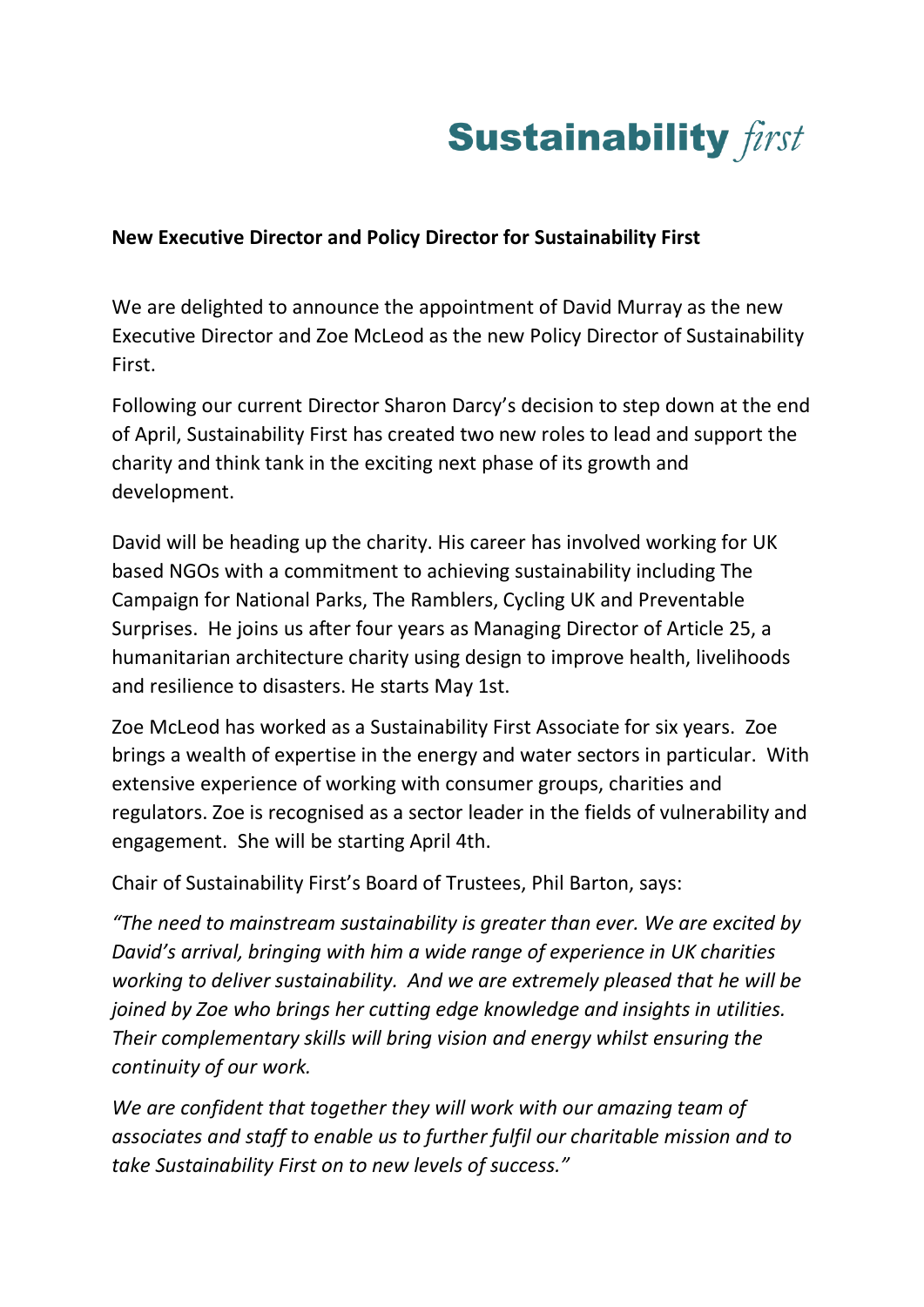# Sustainability *first*

**New Executive Director and Policy Director for Sustainability First**

We are delighted to announce the appointment of David Murray as the new Executive Director and Zoe McLeod as the new Policy Director of Sustainability First.

Following our current Director Sharon Darcy's decision to step down at the end of April, Sustainability First has created two new roles to lead and support the charity and think tank in the exciting next phase of its growth and development.

David will be heading up the charity. His career has involved working for UK based NGOs with a commitment to achieving sustainability including The Campaign for National Parks, The Ramblers, Cycling UK and Preventable Surprises. He joins us after four years as Managing Director of Article 25, a humanitarian architecture charity using design to improve health, livelihoods and resilience to disasters. He starts May 1st.

Zoe McLeod has worked as a Sustainability First Associate for six years. Zoe brings a wealth of expertise in the energy and water sectors in particular. With extensive experience of working with consumer groups, charities and regulators. Zoe is recognised as a sector leader in the fields of vulnerability and engagement. She will be starting April 4th.

Chair of Sustainability First's Board of Trustees, Phil Barton, says:

*"The need to mainstream sustainability is greater than ever. We are excited by David's arrival, bringing with him a wide range of experience in UK charities working to deliver sustainability. And we are extremely pleased that he will be joined by Zoe who brings her cutting edge knowledge and insights in utilities. Their complementary skills will bring vision and energy whilst ensuring the continuity of our work.*

*We are confident that together they will work with our amazing team of associates and staff to enable us to further fulfil our charitable mission and to take Sustainability First on to new levels of success."*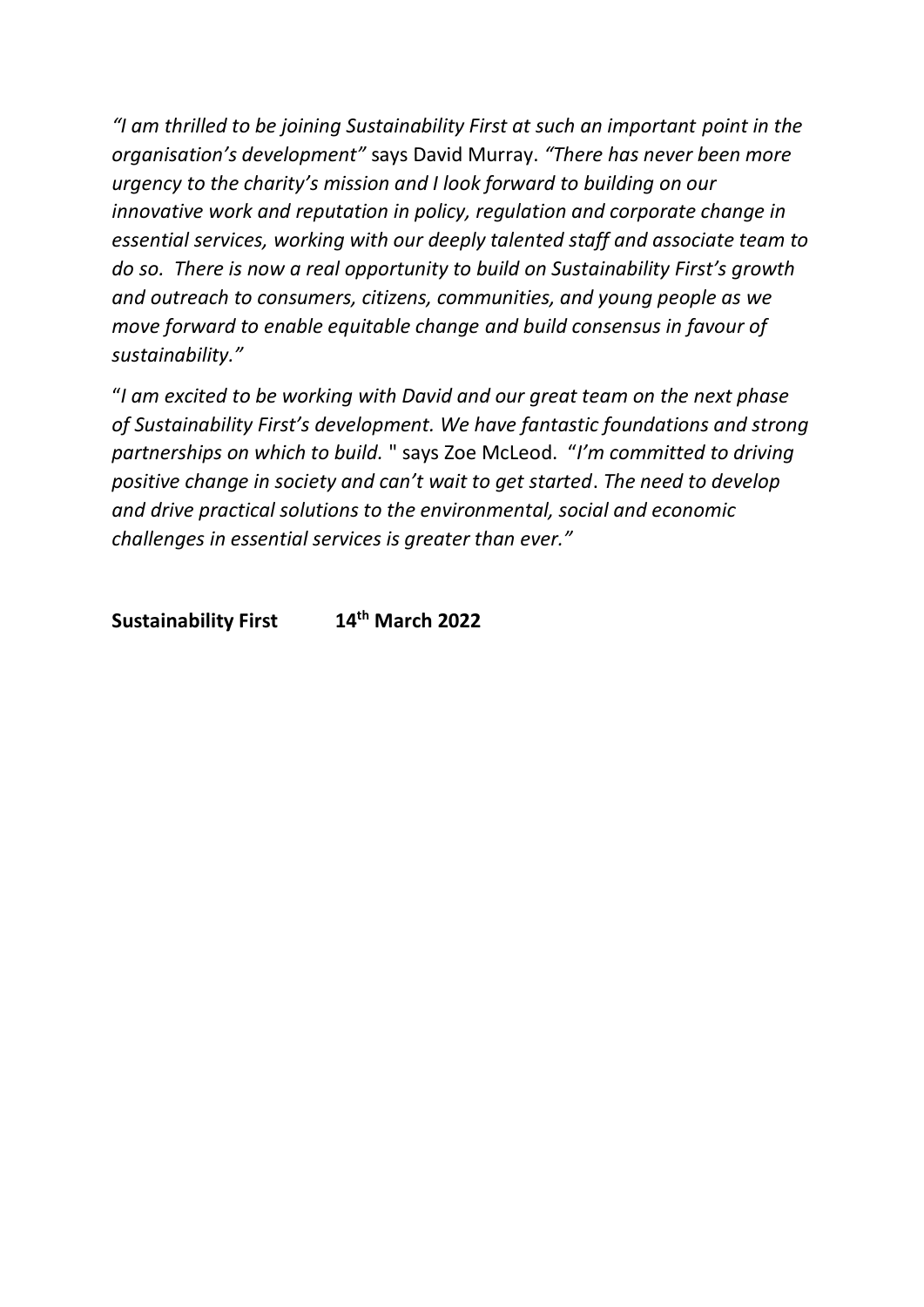*"I am thrilled to be joining Sustainability First at such an important point in the organisation's development"* says David Murray. *"There has never been more urgency to the charity's mission and I look forward to building on our innovative work and reputation in policy, regulation and corporate change in essential services, working with our deeply talented staff and associate team to do so. There is now a real opportunity to build on Sustainability First's growth and outreach to consumers, citizens, communities, and young people as we move forward to enable equitable change and build consensus in favour of sustainability."*

"*I am excited to be working with David and our great team on the next phase of Sustainability First's development. We have fantastic foundations and strong partnerships on which to build.* " says Zoe McLeod. "*I'm committed to driving positive change in society and can't wait to get started. The need to develop and drive practical solutions to the environmental, social and economic challenges in essential services is greater than ever."*

**Sustainability First 14th March 2022**